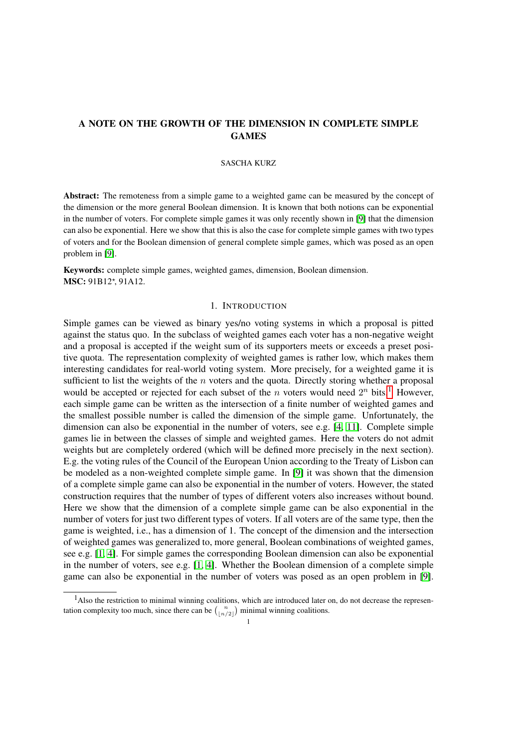# A NOTE ON THE GROWTH OF THE DIMENSION IN COMPLETE SIMPLE GAMES

SASCHA KURZ

**Abstract:** The remoteness from a simple game to a weighted game can be measured by the concept of the dimension or the more general Boolean dimension. It is known that both notions can be exponential in the number of voters. For complete simple games it was only recently shown in [9] that the dimension can also be exponential. Here we show that this is also the case for complete simple games with two types of voters and for the Boolean dimension of general complete simple games, which was posed as an open problem in [9].

**Keywords:** complete simple games, weighted games, dimension, Boolean dimension.
**MSC:** 91B12*, 91A12.

## 1. Introduction

Simple games can be viewed as binary yes/no voting systems in which a proposal is pitted against the status quo. In the subclass of weighted games each voter has a non-negative weight and a proposal is accepted if the weight sum of its supporters meets or exceeds a preset positive quota. The representation complexity of weighted games is rather low, which makes them interesting candidates for real-world voting system. More precisely, for a weighted game it is sufficient to list the weights of the $n$ voters and the quota. Directly storing whether a proposal would be accepted or rejected for each subset of the $n$ voters would need $2^n$ bits.[1] However, each simple game can be written as the intersection of a finite number of weighted games and the smallest possible number is called the dimension of the simple game. Unfortunately, the dimension can also be exponential in the number of voters, see e.g. [4, 11]. Complete simple games lie in between the classes of simple and weighted games. Here the voters do not admit weights but are completely ordered (which will be defined more precisely in the next section). E.g. the voting rules of the Council of the European Union according to the Treaty of Lisbon can be modeled as a non-weighted complete simple game. In [9] it was shown that the dimension of a complete simple game can also be exponential in the number of voters. However, the stated construction requires that the number of types of different voters also increases without bound. Here we show that the dimension of a complete simple game can be also exponential in the number of voters for just two different types of voters. If all voters are of the same type, then the game is weighted, i.e., has a dimension of 1. The concept of the dimension and the intersection of weighted games was generalized to, more general, Boolean combinations of weighted games, see e.g. [1, 4]. For simple games the corresponding Boolean dimension can also be exponential in the number of voters, see e.g. [1, 4]. Whether the Boolean dimension of a complete simple game can also be exponential in the number of voters was posed as an open problem in [9].

[1] Also the restriction to minimal winning coalitions, which are introduced later on, do not decrease the representation complexity too much, since there can be $\binom{n}{\lfloor n/2 \rfloor}$ minimal winning coalitions.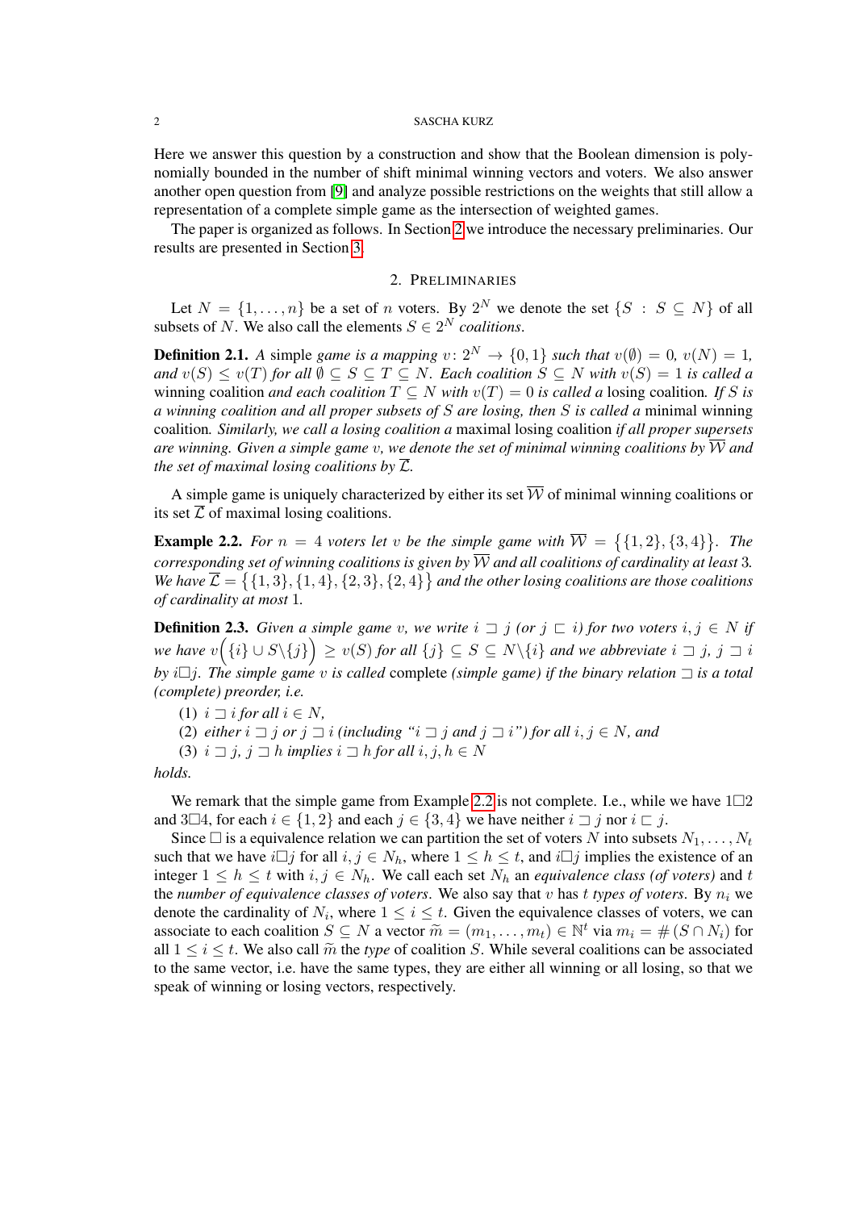Here we answer this question by a construction and show that the Boolean dimension is polynomially bounded in the number of shift minimal winning vectors and voters. We also answer another open question from [9] and analyze possible restrictions on the weights that still allow a representation of a complete simple game as the intersection of weighted games.

The paper is organized as follows. In Section 2 we introduce the necessary preliminaries. Our results are presented in Section 3.

## 2. Preliminaries

Let $N = \{1, \ldots, n\}$ be a set of $n$ voters. By $2^N$ we denote the set $\{S : S \subseteq N\}$ of all subsets of $N$. We also call the elements $S \in 2^N$ *coalitions*.

**Definition 2.1.** *A* simple *game is a mapping $v \colon 2^N \to \{0, 1\}$ such that $v(\emptyset) = 0$, $v(N) = 1$, and $v(S) \le v(T)$ for all $\emptyset \subseteq S \subseteq T \subseteq N$. Each coalition $S \subseteq N$ with $v(S) = 1$ is called a* winning coalition *and each coalition $T \subseteq N$ with $v(T) = 0$ is called a* losing coalition*. If $S$ is a winning coalition and all proper subsets of $S$ are losing, then $S$ is called a* minimal winning coalition*. Similarly, we call a losing coalition a* maximal losing coalition *if all proper supersets are winning. Given a simple game $v$, we denote the set of minimal winning coalitions by $\overline{\mathcal{W}}$ and the set of maximal losing coalitions by $\overline{\mathcal{L}}$.*

A simple game is uniquely characterized by either its set $\overline{\mathcal{W}}$ of minimal winning coalitions or its set $\overline{\mathcal{L}}$ of maximal losing coalitions.

**Example 2.2.** *For $n = 4$ voters let $v$ be the simple game with $\overline{\mathcal{W}} = \big\{\{1, 2\}, \{3, 4\}\big\}$. The corresponding set of winning coalitions is given by $\overline{\mathcal{W}}$ and all coalitions of cardinality at least 3. We have $\overline{\mathcal{L}} = \big\{\{1, 3\}, \{1, 4\}, \{2, 3\}, \{2, 4\}\big\}$ and the other losing coalitions are those coalitions of cardinality at most 1.*

**Definition 2.3.** *Given a simple game $v$, we write $i \sqsupset j$ (or $j \sqsubset i$) for two voters $i, j \in N$ if we have $v\Big(\{i\} \cup S\backslash\{j\}\Big) \ge v(S)$ for all $\{j\} \subseteq S \subseteq N\backslash\{i\}$ and we abbreviate $i \sqsupset j$, $j \sqsupset i$ by $i \square j$. The simple game $v$ is called* complete *(simple game) if the binary relation $\sqsupset$ is a total (complete) preorder, i.e.*

1. *$i \sqsupset i$ for all $i \in N$,*
2. *either $i \sqsupset j$ or $j \sqsupset i$ (including "$i \sqsupset j$ and $j \sqsupset i$") for all $i, j \in N$, and*
3. *$i \sqsupset j$, $j \sqsupset h$ implies $i \sqsupset h$ for all $i, j, h \in N$*

*holds.*

We remark that the simple game from Example 2.2 is not complete. I.e., while we have $1 \square 2$ and $3 \square 4$, for each $i \in \{1, 2\}$ and each $j \in \{3, 4\}$ we have neither $i \sqsupset j$ nor $i \sqsubset j$.

Since $\square$ is a equivalence relation we can partition the set of voters $N$ into subsets $N_1, \ldots, N_t$ such that we have $i \square j$ for all $i, j \in N_h$, where $1 \le h \le t$, and $i \square j$ implies the existence of an integer $1 \le h \le t$ with $i, j \in N_h$. We call each set $N_h$ an *equivalence class (of voters)* and $t$ the *number of equivalence classes of voters*. We also say that $v$ has $t$ *types of voters*. By $n_i$ we denote the cardinality of $N_i$, where $1 \le i \le t$. Given the equivalence classes of voters, we can associate to each coalition $S \subseteq N$ a vector $\widetilde{m} = (m_1, \ldots, m_t) \in \mathbb{N}^t$ via $m_i = \#(S \cap N_i)$ for all $1 \le i \le t$. We also call $\widetilde{m}$ the *type* of coalition $S$. While several coalitions can be associated to the same vector, i.e. have the same types, they are either all winning or all losing, so that we speak of winning or losing vectors, respectively.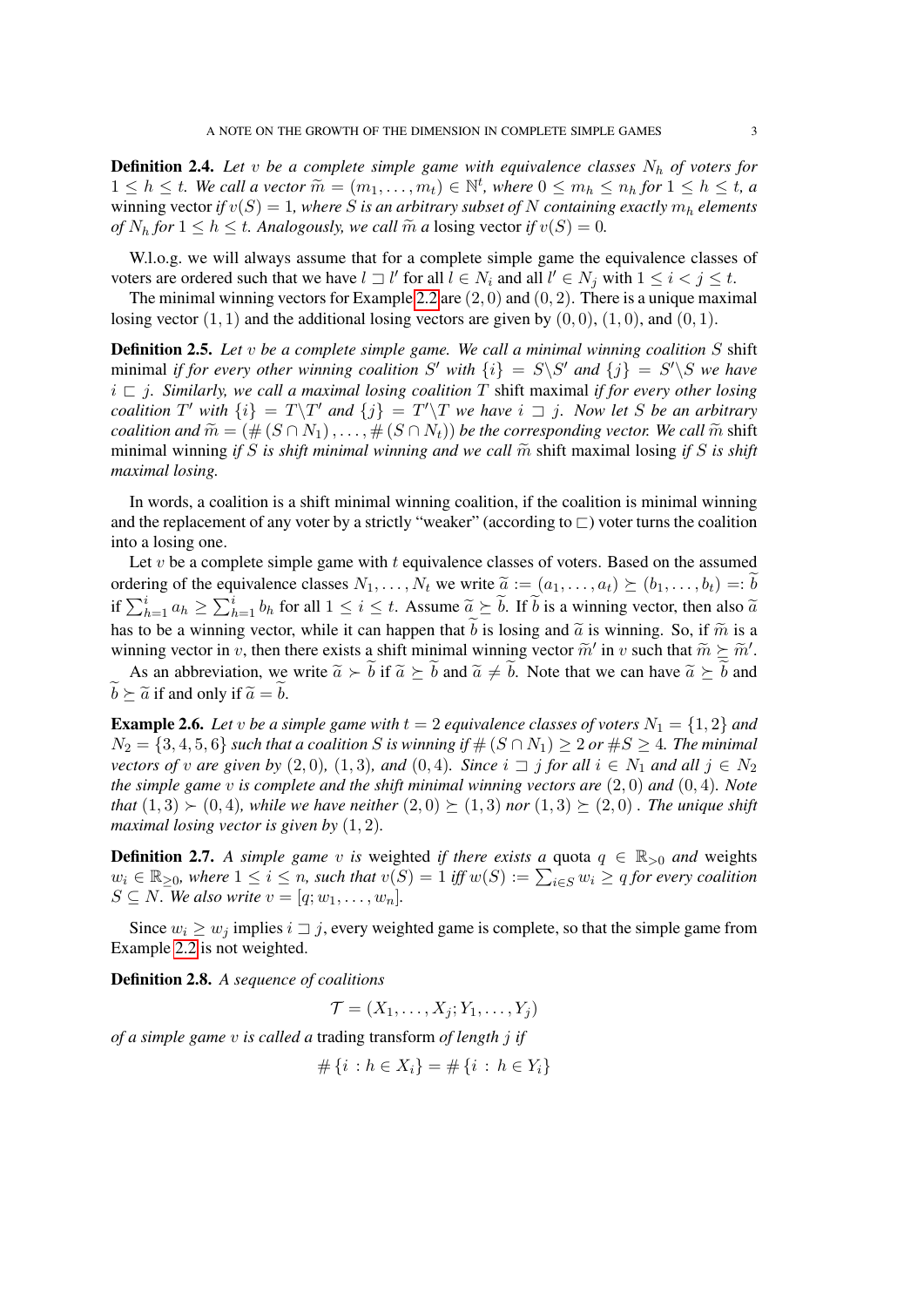**Definition 2.4.** *Let $v$ be a complete simple game with equivalence classes $N_h$ of voters for $1 \le h \le t$. We call a vector $\widetilde{m} = (m_1, \ldots, m_t) \in \mathbb{N}^t$, where $0 \le m_h \le n_h$ for $1 \le h \le t$, a* winning vector *if $v(S) = 1$, where $S$ is an arbitrary subset of $N$ containing exactly $m_h$ elements of $N_h$ for $1 \le h \le t$. Analogously, we call $\widetilde{m}$ a* losing vector *if $v(S) = 0$.*

W.l.o.g. we will always assume that for a complete simple game the equivalence classes of voters are ordered such that we have $l \sqsupset l'$ for all $l \in N_i$ and all $l' \in N_j$ with $1 \le i < j \le t$.

The minimal winning vectors for Example 2.2 are $(2, 0)$ and $(0, 2)$. There is a unique maximal losing vector $(1, 1)$ and the additional losing vectors are given by $(0, 0)$, $(1, 0)$, and $(0, 1)$.

**Definition 2.5.** *Let $v$ be a complete simple game. We call a minimal winning coalition $S$* shift minimal *if for every other winning coalition $S'$ with $\{i\} = S \backslash S'$ and $\{j\} = S' \backslash S$ we have $i \sqsubset j$. Similarly, we call a maximal losing coalition $T$* shift maximal *if for every other losing coalition $T'$ with $\{i\} = T \backslash T'$ and $\{j\} = T' \backslash T$ we have $i \sqsupset j$. Now let $S$ be an arbitrary coalition and $\widetilde{m} = (\#(S \cap N_1), \ldots, \#(S \cap N_t))$ be the corresponding vector. We call $\widetilde{m}$* shift minimal winning *if $S$ is shift minimal winning and we call $\widetilde{m}$* shift maximal losing *if $S$ is shift maximal losing.*

In words, a coalition is a shift minimal winning coalition, if the coalition is minimal winning and the replacement of any voter by a strictly "weaker" (according to $\sqsubset$) voter turns the coalition into a losing one.

Let $v$ be a complete simple game with $t$ equivalence classes of voters. Based on the assumed ordering of the equivalence classes $N_1, \ldots, N_t$ we write $\widetilde{a} := (a_1, \ldots, a_t) \succeq (b_1, \ldots, b_t) =: \widetilde{b}$ if $\sum_{h=1}^{i} a_h \ge \sum_{h=1}^{i} b_h$ for all $1 \le i \le t$. Assume $\widetilde{a} \succeq \widetilde{b}$. If $\widetilde{b}$ is a winning vector, then also $\widetilde{a}$ has to be a winning vector, while it can happen that $\widetilde{b}$ is losing and $\widetilde{a}$ is winning. So, if $\widetilde{m}$ is a winning vector in $v$, then there exists a shift minimal winning vector $\widetilde{m}'$ in $v$ such that $\widetilde{m} \succeq \widetilde{m}'$.

As an abbreviation, we write $\widetilde{a} \succ \widetilde{b}$ if $\widetilde{a} \succeq \widetilde{b}$ and $\widetilde{a} \ne \widetilde{b}$. Note that we can have $\widetilde{a} \succeq \widetilde{b}$ and $\widetilde{b} \succeq \widetilde{a}$ if and only if $\widetilde{a} = \widetilde{b}$.

**Example 2.6.** *Let $v$ be a simple game with $t = 2$ equivalence classes of voters $N_1 = \{1, 2\}$ and $N_2 = \{3, 4, 5, 6\}$ such that a coalition $S$ is winning if $\#(S \cap N_1) \ge 2$ or $\#S \ge 4$. The minimal vectors of $v$ are given by $(2, 0)$, $(1, 3)$, and $(0, 4)$. Since $i \sqsupset j$ for all $i \in N_1$ and all $j \in N_2$ the simple game $v$ is complete and the shift minimal winning vectors are $(2, 0)$ and $(0, 4)$. Note that $(1, 3) \succ (0, 4)$, while we have neither $(2, 0) \succeq (1, 3)$ nor $(1, 3) \succeq (2, 0)$. The unique shift maximal losing vector is given by $(1, 2)$.*

**Definition 2.7.** *A simple game $v$ is* weighted *if there exists a* quota *$q \in \mathbb{R}_{>0}$ and* weights *$w_i \in \mathbb{R}_{\ge 0}$, where $1 \le i \le n$, such that $v(S) = 1$ iff $w(S) := \sum_{i \in S} w_i \ge q$ for every coalition $S \subseteq N$. We also write $v = [q; w_1, \ldots, w_n]$.*

Since $w_i \ge w_j$ implies $i \sqsupset j$, every weighted game is complete, so that the simple game from Example 2.2 is not weighted.

**Definition 2.8.** *A sequence of coalitions*

$$\mathcal{T} = (X_1, \ldots, X_j; Y_1, \ldots, Y_j)$$

*of a simple game $v$ is called a* trading transform *of length $j$ if*

$$\#\{i : h \in X_i\} = \#\{i : h \in Y_i\}$$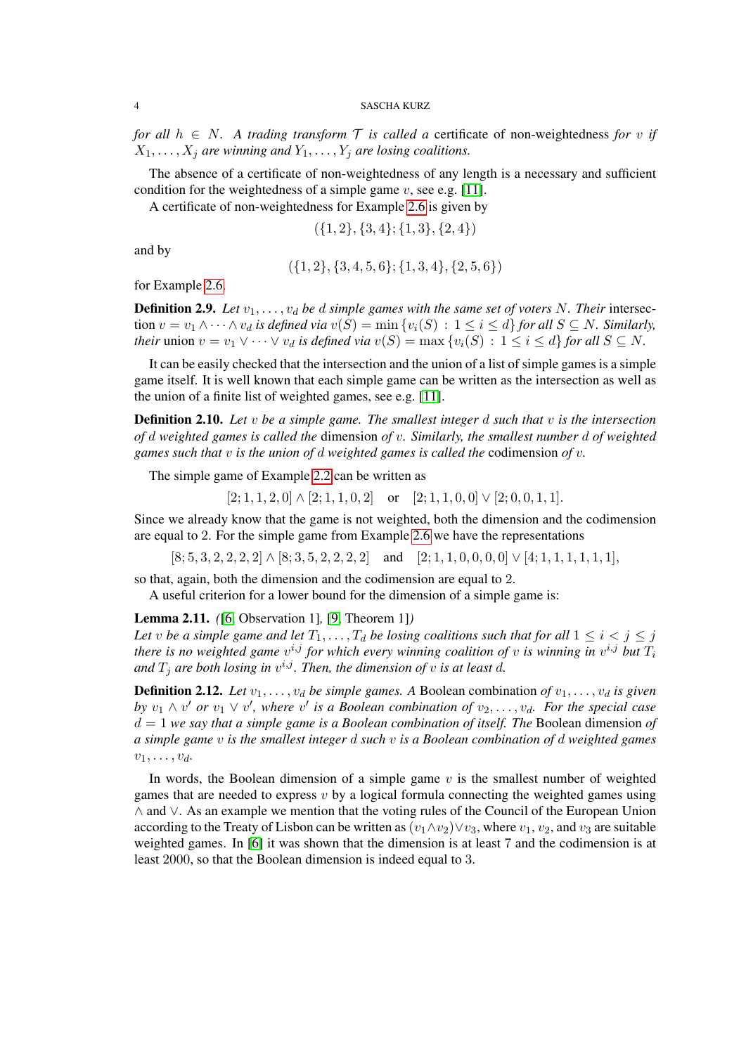*for all $h \in N$. A trading transform $\mathcal{T}$ is called a* certificate of non-weightedness *for $v$ if $X_1, \ldots, X_j$ are winning and $Y_1, \ldots, Y_j$ are losing coalitions.*

The absence of a certificate of non-weightedness of any length is a necessary and sufficient condition for the weightedness of a simple game $v$, see e.g. [11].

A certificate of non-weightedness for Example 2.6 is given by

$$(\{1,2\},\{3,4\};\{1,3\},\{2,4\})$$

and by

$$(\{1,2\},\{3,4,5,6\};\{1,3,4\},\{2,5,6\})$$

for Example 2.6.

**Definition 2.9.** *Let $v_1, \ldots, v_d$ be $d$ simple games with the same set of voters $N$. Their* intersection *$v = v_1 \wedge \cdots \wedge v_d$ is defined via $v(S) = \min\{v_i(S) : 1 \le i \le d\}$ for all $S \subseteq N$. Similarly, their* union *$v = v_1 \vee \cdots \vee v_d$ is defined via $v(S) = \max\{v_i(S) : 1 \le i \le d\}$ for all $S \subseteq N$.*

It can be easily checked that the intersection and the union of a list of simple games is a simple game itself. It is well known that each simple game can be written as the intersection as well as the union of a finite list of weighted games, see e.g. [11].

**Definition 2.10.** *Let $v$ be a simple game. The smallest integer $d$ such that $v$ is the intersection of $d$ weighted games is called the* dimension *of $v$. Similarly, the smallest number $d$ of weighted games such that $v$ is the union of $d$ weighted games is called the* codimension *of $v$.*

The simple game of Example 2.2 can be written as

$$[2;1,1,2,0] \wedge [2;1,1,0,2] \quad \text{or} \quad [2;1,1,0,0] \vee [2;0,0,1,1].$$

Since we already know that the game is not weighted, both the dimension and the codimension are equal to 2. For the simple game from Example 2.6 we have the representations

$$[8;5,3,2,2,2,2] \wedge [8;3,5,2,2,2,2] \quad \text{and} \quad [2;1,1,0,0,0,0] \vee [4;1,1,1,1,1,1],$$

so that, again, both the dimension and the codimension are equal to 2.

A useful criterion for a lower bound for the dimension of a simple game is:

**Lemma 2.11.** *([6, Observation 1], [9, Theorem 1])*
*Let $v$ be a simple game and let $T_1, \ldots, T_d$ be losing coalitions such that for all $1 \le i < j \le j$ there is no weighted game $v^{i,j}$ for which every winning coalition of $v$ is winning in $v^{i,j}$ but $T_i$ and $T_j$ are both losing in $v^{i,j}$. Then, the dimension of $v$ is at least $d$.*

**Definition 2.12.** *Let $v_1, \ldots, v_d$ be simple games. A* Boolean combination *of $v_1, \ldots, v_d$ is given by $v_1 \wedge v'$ or $v_1 \vee v'$, where $v'$ is a Boolean combination of $v_2, \ldots, v_d$. For the special case $d = 1$ we say that a simple game is a Boolean combination of itself. The* Boolean dimension *of a simple game $v$ is the smallest integer $d$ such $v$ is a Boolean combination of $d$ weighted games $v_1, \ldots, v_d$.*

In words, the Boolean dimension of a simple game $v$ is the smallest number of weighted games that are needed to express $v$ by a logical formula connecting the weighted games using $\wedge$ and $\vee$. As an example we mention that the voting rules of the Council of the European Union according to the Treaty of Lisbon can be written as $(v_1 \wedge v_2) \vee v_3$, where $v_1$, $v_2$, and $v_3$ are suitable weighted games. In [6] it was shown that the dimension is at least 7 and the codimension is at least 2000, so that the Boolean dimension is indeed equal to 3.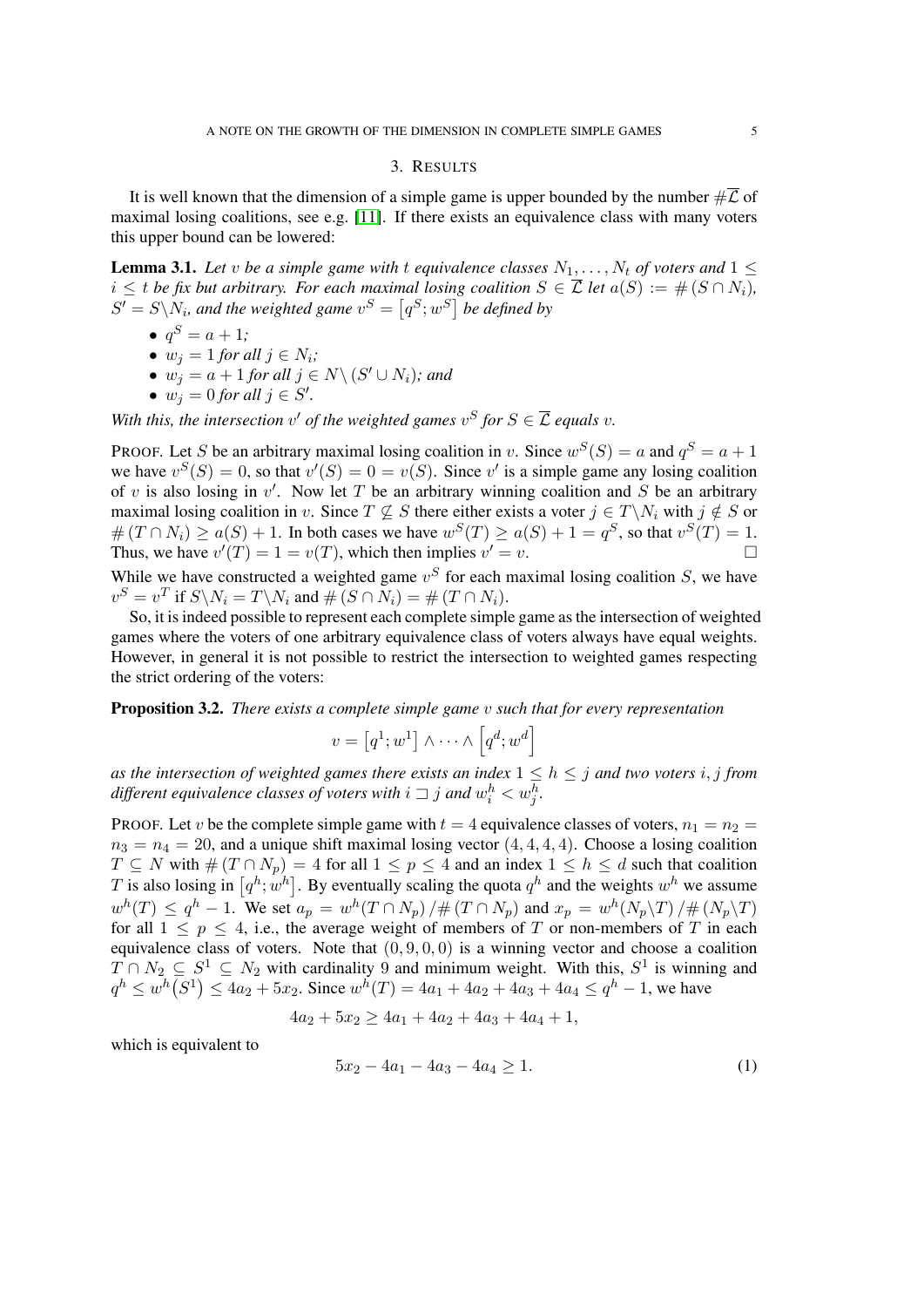## 3. RESULTS

It is well known that the dimension of a simple game is upper bounded by the number $\#\overline{\mathcal{L}}$ of maximal losing coalitions, see e.g. [11]. If there exists an equivalence class with many voters this upper bound can be lowered:

**Lemma 3.1.** *Let $v$ be a simple game with $t$ equivalence classes $N_1, \dots, N_t$ of voters and $1 \le i \le t$ be fix but arbitrary. For each maximal losing coalition $S \in \overline{\mathcal{L}}$ let $a(S) := \#(S \cap N_i)$, $S' = S \backslash N_i$, and the weighted game $v^S = [q^S; w^S]$ be defined by*

- *$q^S = a + 1$;*
- *$w_j = 1$ for all $j \in N_i$;*
- *$w_j = a + 1$ for all $j \in N \backslash (S' \cup N_i)$; and*
- *$w_j = 0$ for all $j \in S'$.*

*With this, the intersection $v'$ of the weighted games $v^S$ for $S \in \overline{\mathcal{L}}$ equals $v$.*

PROOF. Let $S$ be an arbitrary maximal losing coalition in $v$. Since $w^S(S) = a$ and $q^S = a + 1$ we have $v^S(S) = 0$, so that $v'(S) = 0 = v(S)$. Since $v'$ is a simple game any losing coalition of $v$ is also losing in $v'$. Now let $T$ be an arbitrary winning coalition and $S$ be an arbitrary maximal losing coalition in $v$. Since $T \not\subseteq S$ there either exists a voter $j \in T \backslash N_i$ with $j \notin S$ or $\#(T \cap N_i) \ge a(S) + 1$. In both cases we have $w^S(T) \ge a(S) + 1 = q^S$, so that $v^S(T) = 1$. Thus, we have $v'(T) = 1 = v(T)$, which then implies $v' = v$. □

While we have constructed a weighted game $v^S$ for each maximal losing coalition $S$, we have $v^S = v^T$ if $S \backslash N_i = T \backslash N_i$ and $\#(S \cap N_i) = \#(T \cap N_i)$.

So, it is indeed possible to represent each complete simple game as the intersection of weighted games where the voters of one arbitrary equivalence class of voters always have equal weights. However, in general it is not possible to restrict the intersection to weighted games respecting the strict ordering of the voters:

**Proposition 3.2.** *There exists a complete simple game $v$ such that for every representation*

$$v = [q^1; w^1] \wedge \dots \wedge [q^d; w^d]$$

*as the intersection of weighted games there exists an index $1 \le h \le j$ and two voters $i, j$ from different equivalence classes of voters with $i \sqsupset j$ and $w_i^h < w_j^h$.*

PROOF. Let $v$ be the complete simple game with $t = 4$ equivalence classes of voters, $n_1 = n_2 = n_3 = n_4 = 20$, and a unique shift maximal losing vector $(4, 4, 4, 4)$. Choose a losing coalition $T \subseteq N$ with $\#(T \cap N_p) = 4$ for all $1 \le p \le 4$ and an index $1 \le h \le d$ such that coalition $T$ is also losing in $[q^h; w^h]$. By eventually scaling the quota $q^h$ and the weights $w^h$ we assume $w^h(T) \le q^h - 1$. We set $a_p = w^h(T \cap N_p) / \#(T \cap N_p)$ and $x_p = w^h(N_p \backslash T) / \#(N_p \backslash T)$ for all $1 \le p \le 4$, i.e., the average weight of members of $T$ or non-members of $T$ in each equivalence class of voters. Note that $(0, 9, 0, 0)$ is a winning vector and choose a coalition $T \cap N_2 \subseteq S^1 \subseteq N_2$ with cardinality 9 and minimum weight. With this, $S^1$ is winning and $q^h \le w^h(S^1) \le 4a_2 + 5x_2$. Since $w^h(T) = 4a_1 + 4a_2 + 4a_3 + 4a_4 \le q^h - 1$, we have

$$4a_2 + 5x_2 \ge 4a_1 + 4a_2 + 4a_3 + 4a_4 + 1,$$

which is equivalent to

$$5x_2 - 4a_1 - 4a_3 - 4a_4 \ge 1. \tag{1}$$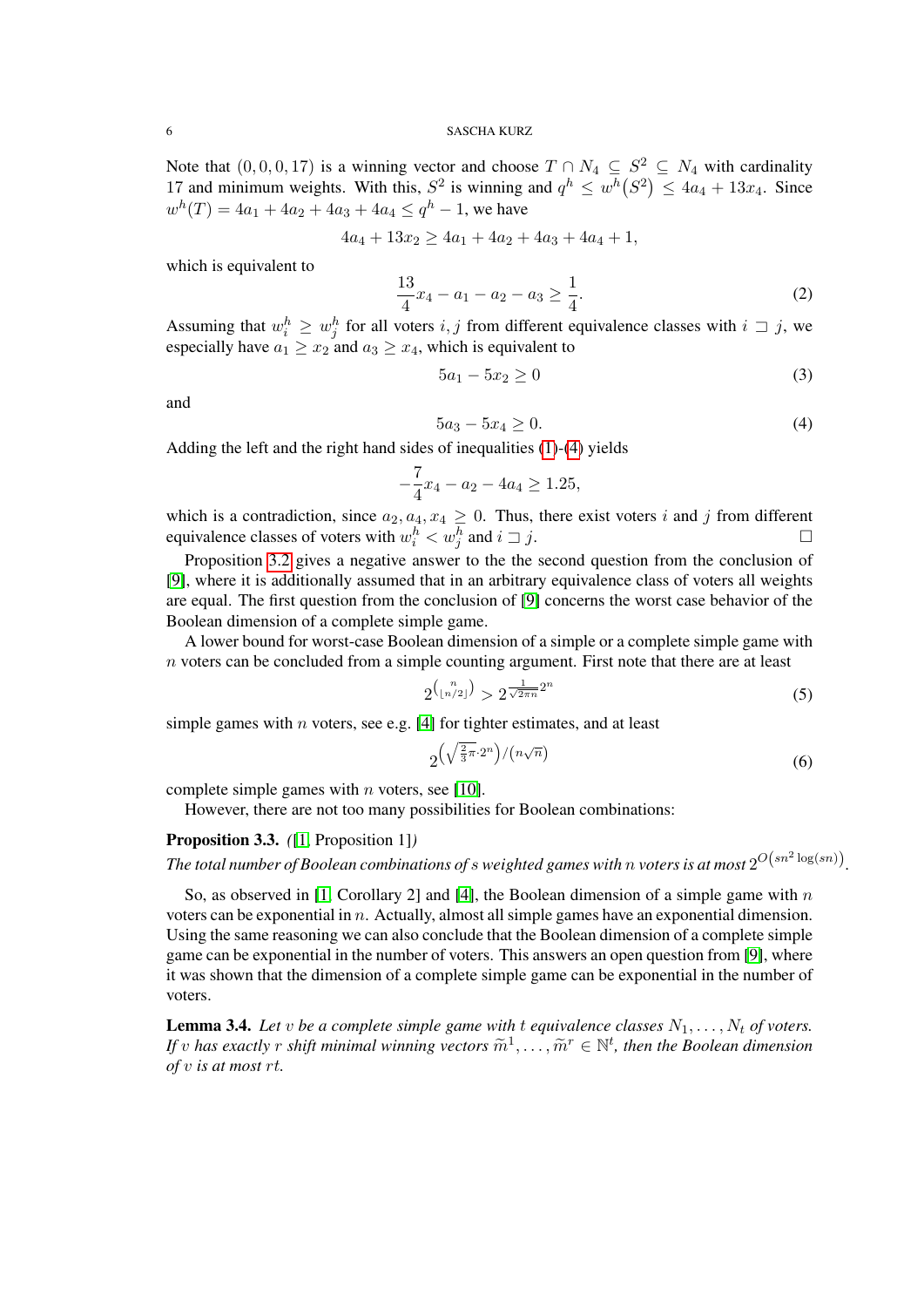Note that $(0,0,0,17)$ is a winning vector and choose $T \cap N_4 \subseteq S^2 \subseteq N_4$ with cardinality 17 and minimum weights. With this, $S^2$ is winning and $q^h \le w^h(S^2) \le 4a_4 + 13x_4$. Since $w^h(T) = 4a_1 + 4a_2 + 4a_3 + 4a_4 \le q^h - 1$, we have

$$4a_4 + 13x_2 \ge 4a_1 + 4a_2 + 4a_3 + 4a_4 + 1,$$

which is equivalent to

$$\frac{13}{4}x_4 - a_1 - a_2 - a_3 \ge \frac{1}{4}. \tag{2}$$

Assuming that $w_i^h \ge w_j^h$ for all voters $i,j$ from different equivalence classes with $i \sqsupset j$, we especially have $a_1 \ge x_2$ and $a_3 \ge x_4$, which is equivalent to

$$5a_1 - 5x_2 \ge 0 \tag{3}$$

and

$$5a_3 - 5x_4 \ge 0. \tag{4}$$

Adding the left and the right hand sides of inequalities (1)-(4) yields

$$-\frac{7}{4}x_4 - a_2 - 4a_4 \ge 1.25,$$

which is a contradiction, since $a_2, a_4, x_4 \ge 0$. Thus, there exist voters $i$ and $j$ from different equivalence classes of voters with $w_i^h < w_j^h$ and $i \sqsupset j$. $\square$

Proposition 3.2 gives a negative answer to the the second question from the conclusion of [9], where it is additionally assumed that in an arbitrary equivalence class of voters all weights are equal. The first question from the conclusion of [9] concerns the worst case behavior of the Boolean dimension of a complete simple game.

A lower bound for worst-case Boolean dimension of a simple or a complete simple game with $n$ voters can be concluded from a simple counting argument. First note that there are at least

$$2^{\binom{n}{\lfloor n/2 \rfloor}} > 2^{\frac{1}{\sqrt{2\pi n}}2^n} \tag{5}$$

simple games with $n$ voters, see e.g. [4] for tighter estimates, and at least

$$2^{\left(\sqrt{\frac{2}{3}\pi}\cdot 2^n\right)/\left(n\sqrt{n}\right)} \tag{6}$$

complete simple games with $n$ voters, see [10].

However, there are not too many possibilities for Boolean combinations:

**Proposition 3.3.** *([1, Proposition 1]) The total number of Boolean combinations of $s$ weighted games with $n$ voters is at most $2^{O\left(sn^2\log(sn)\right)}$.*

So, as observed in [1, Corollary 2] and [4], the Boolean dimension of a simple game with $n$ voters can be exponential in $n$. Actually, almost all simple games have an exponential dimension. Using the same reasoning we can also conclude that the Boolean dimension of a complete simple game can be exponential in the number of voters. This answers an open question from [9], where it was shown that the dimension of a complete simple game can be exponential in the number of voters.

**Lemma 3.4.** *Let $v$ be a complete simple game with $t$ equivalence classes $N_1, \dots, N_t$ of voters. If $v$ has exactly $r$ shift minimal winning vectors $\widetilde{m}^1, \dots, \widetilde{m}^r \in \mathbb{N}^t$, then the Boolean dimension of $v$ is at most $rt$.*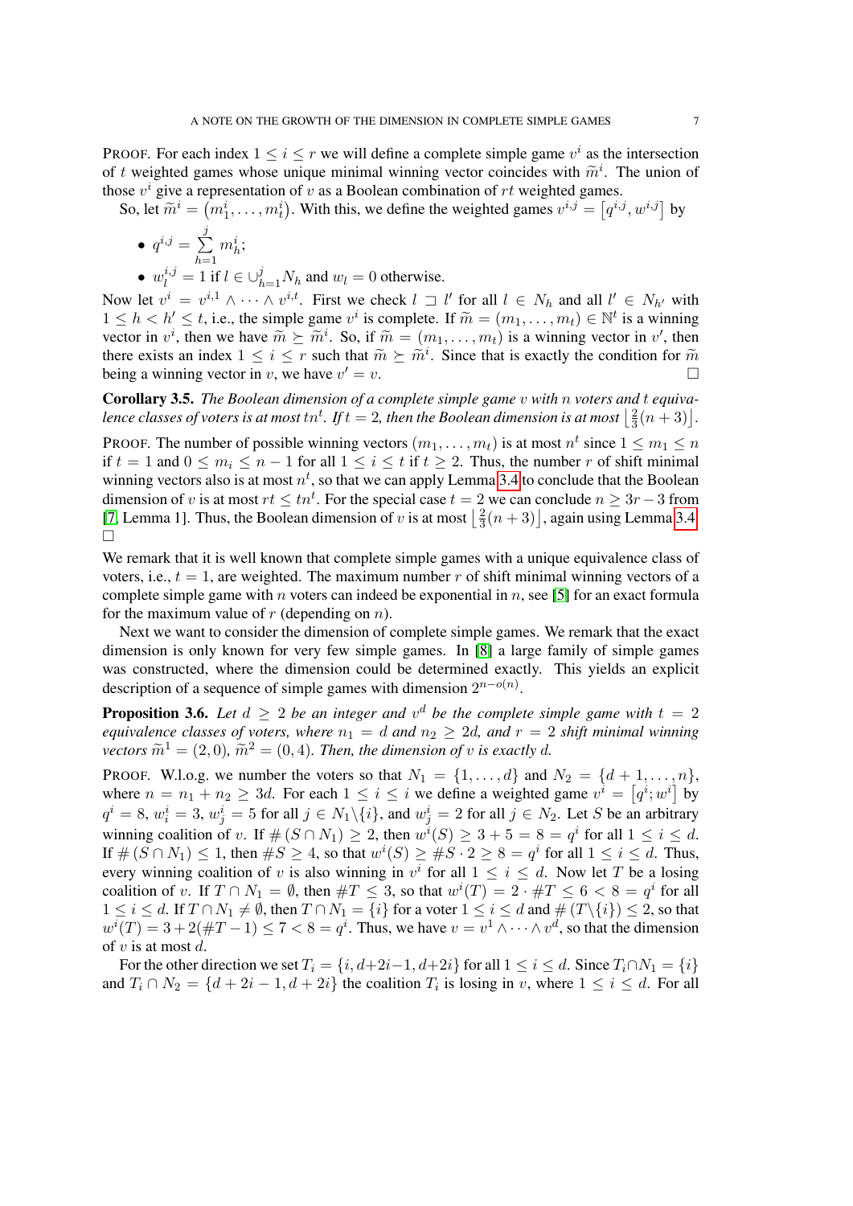PROOF. For each index $1 \le i \le r$ we will define a complete simple game $v^i$ as the intersection of $t$ weighted games whose unique minimal winning vector coincides with $\widetilde{m}^i$. The union of those $v^i$ give a representation of $v$ as a Boolean combination of $rt$ weighted games.

So, let $\widetilde{m}^i = \left(m_1^i, \dots, m_t^i\right)$. With this, we define the weighted games $v^{i,j} = \left[q^{i,j}, w^{i,j}\right]$ by

- $q^{i,j} = \sum_{h=1}^{j} m_h^i$;
- $w_l^{i,j} = 1$ if $l \in \cup_{h=1}^{j} N_h$ and $w_l = 0$ otherwise.

Now let $v^i = v^{i,1} \wedge \dots \wedge v^{i,t}$. First we check $l \sqsupset l'$ for all $l \in N_h$ and all $l' \in N_{h'}$ with $1 \le h < h' \le t$, i.e., the simple game $v^i$ is complete. If $\widetilde{m} = (m_1, \dots, m_t) \in \mathbb{N}^t$ is a winning vector in $v^i$, then we have $\widetilde{m} \succeq \widetilde{m}^i$. So, if $\widetilde{m} = (m_1, \dots, m_t)$ is a winning vector in $v'$, then there exists an index $1 \le i \le r$ such that $\widetilde{m} \succeq \widetilde{m}^i$. Since that is exactly the condition for $\widetilde{m}$ being a winning vector in $v$, we have $v' = v$. $\square$

**Corollary 3.5.** *The Boolean dimension of a complete simple game $v$ with $n$ voters and $t$ equivalence classes of voters is at most $tn^t$. If $t = 2$, then the Boolean dimension is at most $\left\lfloor \frac{2}{3}(n+3) \right\rfloor$.*

PROOF. The number of possible winning vectors $(m_1, \dots, m_t)$ is at most $n^t$ since $1 \le m_1 \le n$ if $t = 1$ and $0 \le m_i \le n-1$ for all $1 \le i \le t$ if $t \ge 2$. Thus, the number $r$ of shift minimal winning vectors also is at most $n^t$, so that we can apply Lemma 3.4 to conclude that the Boolean dimension of $v$ is at most $rt \le tn^t$. For the special case $t = 2$ we can conclude $n \ge 3r - 3$ from [7, Lemma 1]. Thus, the Boolean dimension of $v$ is at most $\left\lfloor \frac{2}{3}(n+3) \right\rfloor$, again using Lemma 3.4. $\square$

We remark that it is well known that complete simple games with a unique equivalence class of voters, i.e., $t = 1$, are weighted. The maximum number $r$ of shift minimal winning vectors of a complete simple game with $n$ voters can indeed be exponential in $n$, see [5] for an exact formula for the maximum value of $r$ (depending on $n$).

Next we want to consider the dimension of complete simple games. We remark that the exact dimension is only known for very few simple games. In [8] a large family of simple games was constructed, where the dimension could be determined exactly. This yields an explicit description of a sequence of simple games with dimension $2^{n-o(n)}$.

**Proposition 3.6.** *Let $d \ge 2$ be an integer and $v^d$ be the complete simple game with $t = 2$ equivalence classes of voters, where $n_1 = d$ and $n_2 \ge 2d$, and $r = 2$ shift minimal winning vectors $\widetilde{m}^1 = (2, 0)$, $\widetilde{m}^2 = (0, 4)$. Then, the dimension of $v$ is exactly $d$.*

PROOF. W.l.o.g. we number the voters so that $N_1 = \{1, \dots, d\}$ and $N_2 = \{d+1, \dots, n\}$, where $n = n_1 + n_2 \ge 3d$. For each $1 \le i \le i$ we define a weighted game $v^i = \left[q^i; w^i\right]$ by $q^i = 8$, $w_i^i = 3$, $w_j^i = 5$ for all $j \in N_1 \backslash \{i\}$, and $w_j^i = 2$ for all $j \in N_2$. Let $S$ be an arbitrary winning coalition of $v$. If $\#\left(S \cap N_1\right) \ge 2$, then $w^i(S) \ge 3 + 5 = 8 = q^i$ for all $1 \le i \le d$. If $\#\left(S \cap N_1\right) \le 1$, then $\#S \ge 4$, so that $w^i(S) \ge \#S \cdot 2 \ge 8 = q^i$ for all $1 \le i \le d$. Thus, every winning coalition of $v$ is also winning in $v^i$ for all $1 \le i \le d$. Now let $T$ be a losing coalition of $v$. If $T \cap N_1 = \emptyset$, then $\#T \le 3$, so that $w^i(T) = 2 \cdot \#T \le 6 < 8 = q^i$ for all $1 \le i \le d$. If $T \cap N_1 \ne \emptyset$, then $T \cap N_1 = \{i\}$ for a voter $1 \le i \le d$ and $\#\left(T \backslash \{i\}\right) \le 2$, so that $w^i(T) = 3 + 2(\#T - 1) \le 7 < 8 = q^i$. Thus, we have $v = v^1 \wedge \dots \wedge v^d$, so that the dimension of $v$ is at most $d$.

For the other direction we set $T_i = \{i, d+2i-1, d+2i\}$ for all $1 \le i \le d$. Since $T_i \cap N_1 = \{i\}$ and $T_i \cap N_2 = \{d+2i-1, d+2i\}$ the coalition $T_i$ is losing in $v$, where $1 \le i \le d$. For all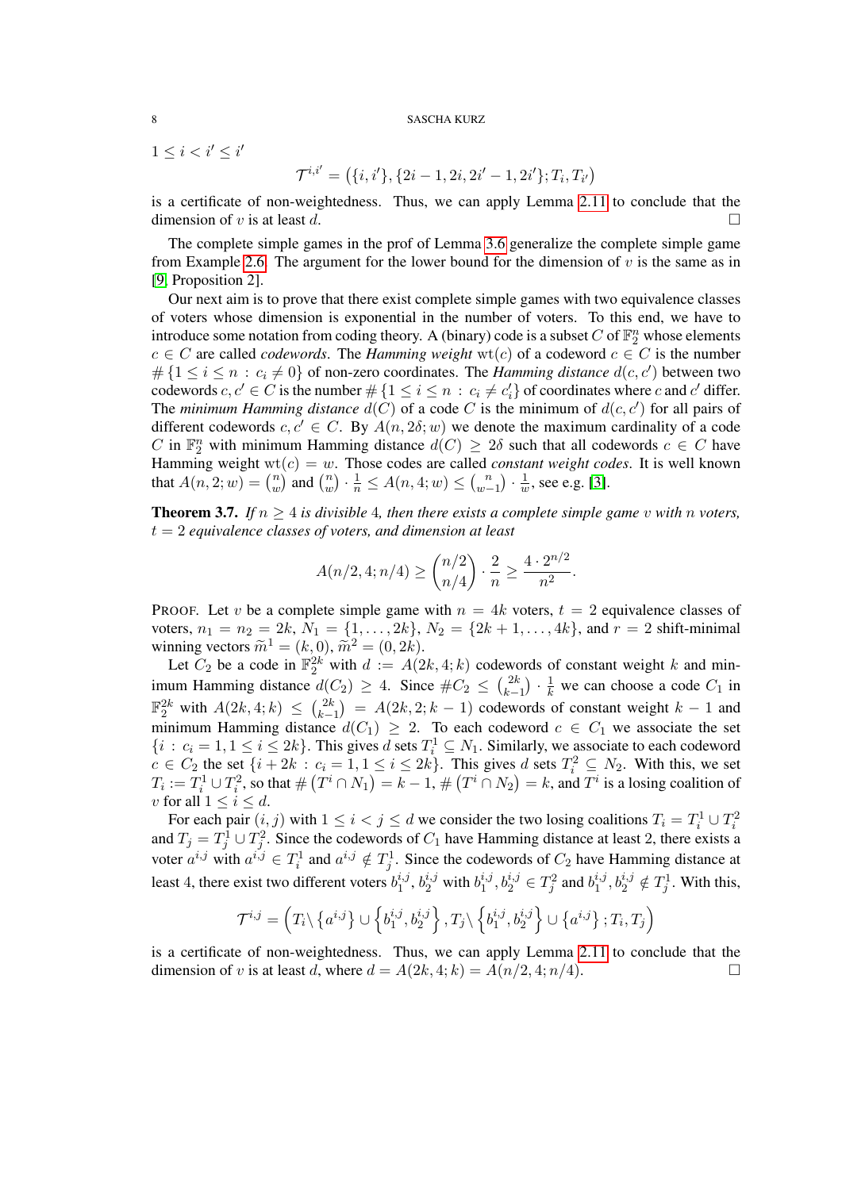$1 \le i < i' \le i'$

$$\mathcal{T}^{i,i'} = \left(\{i, i'\}, \{2i-1, 2i, 2i'-1, 2i'\}; T_i, T_{i'}\right)$$

is a certificate of non-weightedness. Thus, we can apply Lemma 2.11 to conclude that the dimension of $v$ is at least $d$. $\square$

The complete simple games in the prof of Lemma 3.6 generalize the complete simple game from Example 2.6. The argument for the lower bound for the dimension of $v$ is the same as in [9, Proposition 2].

Our next aim is to prove that there exist complete simple games with two equivalence classes of voters whose dimension is exponential in the number of voters. To this end, we have to introduce some notation from coding theory. A (binary) code is a subset $C$ of $\mathbb{F}_2^n$ whose elements $c \in C$ are called *codewords*. The *Hamming weight* $\operatorname{wt}(c)$ of a codeword $c \in C$ is the number $\#\{1 \le i \le n : c_i \neq 0\}$ of non-zero coordinates. The *Hamming distance* $d(c, c')$ between two codewords $c, c' \in C$ is the number $\#\{1 \le i \le n : c_i \neq c_i'\}$ of coordinates where $c$ and $c'$ differ. The *minimum Hamming distance* $d(C)$ of a code $C$ is the minimum of $d(c, c')$ for all pairs of different codewords $c, c' \in C$. By $A(n, 2\delta; w)$ we denote the maximum cardinality of a code $C$ in $\mathbb{F}_2^n$ with minimum Hamming distance $d(C) \ge 2\delta$ such that all codewords $c \in C$ have Hamming weight $\operatorname{wt}(c) = w$. Those codes are called *constant weight codes*. It is well known that $A(n, 2; w) = \binom{n}{w}$ and $\binom{n}{w} \cdot \frac{1}{n} \le A(n, 4; w) \le \binom{n}{w-1} \cdot \frac{1}{w}$, see e.g. [3].

**Theorem 3.7.** *If $n \ge 4$ is divisible 4, then there exists a complete simple game $v$ with $n$ voters, $t = 2$ equivalence classes of voters, and dimension at least*

$$A(n/2, 4; n/4) \ge \binom{n/2}{n/4} \cdot \frac{2}{n} \ge \frac{4 \cdot 2^{n/2}}{n^2}.$$

PROOF. Let $v$ be a complete simple game with $n = 4k$ voters, $t = 2$ equivalence classes of voters, $n_1 = n_2 = 2k$, $N_1 = \{1, \ldots, 2k\}$, $N_2 = \{2k+1, \ldots, 4k\}$, and $r = 2$ shift-minimal winning vectors $\widetilde{m}^1 = (k, 0)$, $\widetilde{m}^2 = (0, 2k)$.

Let $C_2$ be a code in $\mathbb{F}_2^{2k}$ with $d := A(2k, 4; k)$ codewords of constant weight $k$ and minimum Hamming distance $d(C_2) \ge 4$. Since $\#C_2 \le \binom{2k}{k-1} \cdot \frac{1}{k}$ we can choose a code $C_1$ in $\mathbb{F}_2^{2k}$ with $A(2k, 4; k) \le \binom{2k}{k-1} = A(2k, 2; k-1)$ codewords of constant weight $k-1$ and minimum Hamming distance $d(C_1) \ge 2$. To each codeword $c \in C_1$ we associate the set $\{i : c_i = 1, 1 \le i \le 2k\}$. This gives $d$ sets $T_i^1 \subseteq N_1$. Similarly, we associate to each codeword $c \in C_2$ the set $\{i + 2k : c_i = 1, 1 \le i \le 2k\}$. This gives $d$ sets $T_i^2 \subseteq N_2$. With this, we set $T_i := T_i^1 \cup T_i^2$, so that $\#\left(T^i \cap N_1\right) = k-1$, $\#\left(T^i \cap N_2\right) = k$, and $T^i$ is a losing coalition of $v$ for all $1 \le i \le d$.

For each pair $(i, j)$ with $1 \le i < j \le d$ we consider the two losing coalitions $T_i = T_i^1 \cup T_i^2$ and $T_j = T_j^1 \cup T_j^2$. Since the codewords of $C_1$ have Hamming distance at least 2, there exists a voter $a^{i,j}$ with $a^{i,j} \in T_i^1$ and $a^{i,j} \notin T_j^1$. Since the codewords of $C_2$ have Hamming distance at least 4, there exist two different voters $b_1^{i,j}, b_2^{i,j}$ with $b_1^{i,j}, b_2^{i,j} \in T_j^2$ and $b_1^{i,j}, b_2^{i,j} \notin T_j^1$. With this,

$$\mathcal{T}^{i,j} = \left(T_i \backslash \left\{a^{i,j}\right\} \cup \left\{b_1^{i,j}, b_2^{i,j}\right\}, T_j \backslash \left\{b_1^{i,j}, b_2^{i,j}\right\} \cup \left\{a^{i,j}\right\}; T_i, T_j\right)$$

is a certificate of non-weightedness. Thus, we can apply Lemma 2.11 to conclude that the dimension of $v$ is at least $d$, where $d = A(2k, 4; k) = A(n/2, 4; n/4)$. $\square$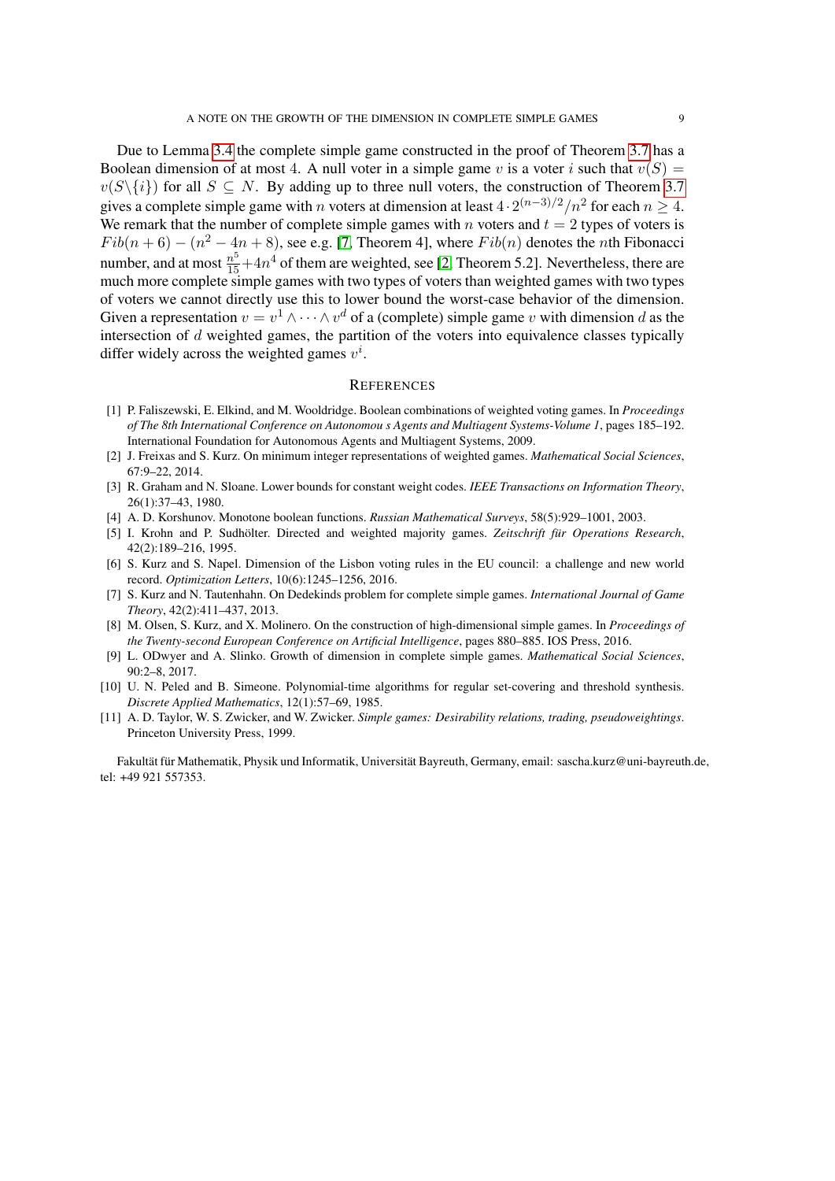Due to Lemma 3.4 the complete simple game constructed in the proof of Theorem 3.7 has a Boolean dimension of at most 4. A null voter in a simple game $v$ is a voter $i$ such that $v(S) = v(S\backslash\{i\})$ for all $S \subseteq N$. By adding up to three null voters, the construction of Theorem 3.7 gives a complete simple game with $n$ voters at dimension at least $4 \cdot 2^{(n-3)/2}/n^2$ for each $n \geq 4$. We remark that the number of complete simple games with $n$ voters and $t = 2$ types of voters is $Fib(n+6) - (n^2 - 4n + 8)$, see e.g. [7, Theorem 4], where $Fib(n)$ denotes the $n$th Fibonacci number, and at most $\frac{n^5}{15} + 4n^4$ of them are weighted, see [2, Theorem 5.2]. Nevertheless, there are much more complete simple games with two types of voters than weighted games with two types of voters we cannot directly use this to lower bound the worst-case behavior of the dimension. Given a representation $v = v^1 \wedge \cdots \wedge v^d$ of a (complete) simple game $v$ with dimension $d$ as the intersection of $d$ weighted games, the partition of the voters into equivalence classes typically differ widely across the weighted games $v^i$.

## References

[1] P. Faliszewski, E. Elkind, and M. Wooldridge. Boolean combinations of weighted voting games. In *Proceedings of The 8th International Conference on Autonomou s Agents and Multiagent Systems-Volume 1*, pages 185–192. International Foundation for Autonomous Agents and Multiagent Systems, 2009.

[2] J. Freixas and S. Kurz. On minimum integer representations of weighted games. *Mathematical Social Sciences*, 67:9–22, 2014.

[3] R. Graham and N. Sloane. Lower bounds for constant weight codes. *IEEE Transactions on Information Theory*, 26(1):37–43, 1980.

[4] A. D. Korshunov. Monotone boolean functions. *Russian Mathematical Surveys*, 58(5):929–1001, 2003.

[5] I. Krohn and P. Sudhölter. Directed and weighted majority games. *Zeitschrift für Operations Research*, 42(2):189–216, 1995.

[6] S. Kurz and S. Napel. Dimension of the Lisbon voting rules in the EU council: a challenge and new world record. *Optimization Letters*, 10(6):1245–1256, 2016.

[7] S. Kurz and N. Tautenhahn. On Dedekinds problem for complete simple games. *International Journal of Game Theory*, 42(2):411–437, 2013.

[8] M. Olsen, S. Kurz, and X. Molinero. On the construction of high-dimensional simple games. In *Proceedings of the Twenty-second European Conference on Artificial Intelligence*, pages 880–885. IOS Press, 2016.

[9] L. ODwyer and A. Slinko. Growth of dimension in complete simple games. *Mathematical Social Sciences*, 90:2–8, 2017.

[10] U. N. Peled and B. Simeone. Polynomial-time algorithms for regular set-covering and threshold synthesis. *Discrete Applied Mathematics*, 12(1):57–69, 1985.

[11] A. D. Taylor, W. S. Zwicker, and W. Zwicker. *Simple games: Desirability relations, trading, pseudoweightings*. Princeton University Press, 1999.

Fakultät für Mathematik, Physik und Informatik, Universität Bayreuth, Germany, email: sascha.kurz@uni-bayreuth.de, tel: +49 921 557353.